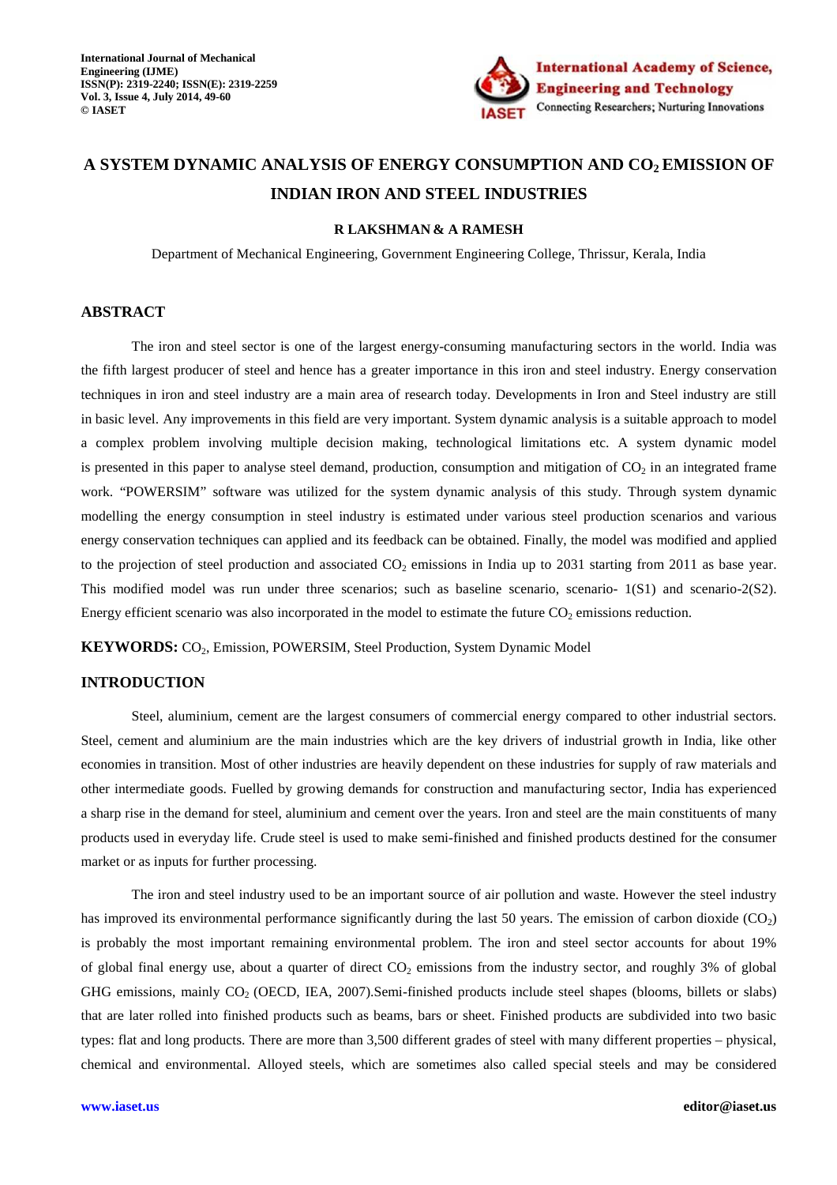# A SYSTEM DYNAMIC ANALYSIS OF ENERGY CONSUMPTION AND $CO_2$ EMISSION OF INDIAN IRON AND STEEL INDUSTRIES

**R LAKSHMAN & A RAMESH**

Department of Mechanical Engineering, Government Engineering College, Thrissur, Kerala, India

## ABSTRACT

The iron and steel sector is one of the largest energy-consuming manufacturing sectors in the world. India was the fifth largest producer of steel and hence has a greater importance in this iron and steel industry. Energy conservation techniques in iron and steel industry are a main area of research today. Developments in Iron and Steel industry are still in basic level. Any improvements in this field are very important. System dynamic analysis is a suitable approach to model a complex problem involving multiple decision making, technological limitations etc. A system dynamic model is presented in this paper to analyse steel demand, production, consumption and mitigation of $CO_2$ in an integrated frame work. "POWERSIM" software was utilized for the system dynamic analysis of this study. Through system dynamic modelling the energy consumption in steel industry is estimated under various steel production scenarios and various energy conservation techniques can applied and its feedback can be obtained. Finally, the model was modified and applied to the projection of steel production and associated $CO_2$ emissions in India up to 2031 starting from 2011 as base year. This modified model was run under three scenarios; such as baseline scenario, scenario- 1(S1) and scenario-2(S2). Energy efficient scenario was also incorporated in the model to estimate the future $CO_2$ emissions reduction.

**KEYWORDS:** $CO_2$, Emission, POWERSIM, Steel Production, System Dynamic Model

## INTRODUCTION

Steel, aluminium, cement are the largest consumers of commercial energy compared to other industrial sectors. Steel, cement and aluminium are the main industries which are the key drivers of industrial growth in India, like other economies in transition. Most of other industries are heavily dependent on these industries for supply of raw materials and other intermediate goods. Fuelled by growing demands for construction and manufacturing sector, India has experienced a sharp rise in the demand for steel, aluminium and cement over the years. Iron and steel are the main constituents of many products used in everyday life. Crude steel is used to make semi-finished and finished products destined for the consumer market or as inputs for further processing.

The iron and steel industry used to be an important source of air pollution and waste. However the steel industry has improved its environmental performance significantly during the last 50 years. The emission of carbon dioxide ($CO_2$) is probably the most important remaining environmental problem. The iron and steel sector accounts for about 19% of global final energy use, about a quarter of direct $CO_2$ emissions from the industry sector, and roughly 3% of global GHG emissions, mainly $CO_2$ (OECD, IEA, 2007).Semi-finished products include steel shapes (blooms, billets or slabs) that are later rolled into finished products such as beams, bars or sheet. Finished products are subdivided into two basic types: flat and long products. There are more than 3,500 different grades of steel with many different properties – physical, chemical and environmental. Alloyed steels, which are sometimes also called special steels and may be considered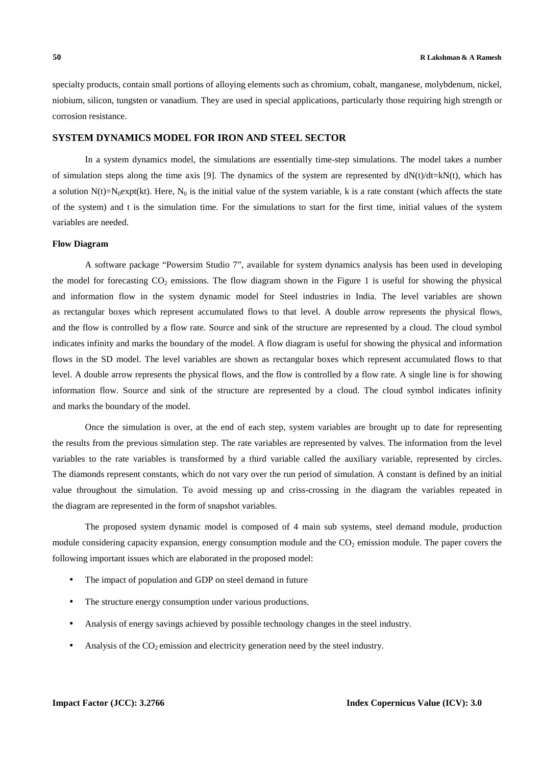specialty products, contain small portions of alloying elements such as chromium, cobalt, manganese, molybdenum, nickel, niobium, silicon, tungsten or vanadium. They are used in special applications, particularly those requiring high strength or corrosion resistance.

## SYSTEM DYNAMICS MODEL FOR IRON AND STEEL SECTOR

In a system dynamics model, the simulations are essentially time-step simulations. The model takes a number of simulation steps along the time axis [9]. The dynamics of the system are represented by $dN(t)/dt=kN(t)$, which has a solution $N(t)=N_0expt(kt)$. Here, $N_0$ is the initial value of the system variable, k is a rate constant (which affects the state of the system) and t is the simulation time. For the simulations to start for the first time, initial values of the system variables are needed.

### Flow Diagram

A software package "Powersim Studio 7", available for system dynamics analysis has been used in developing the model for forecasting $CO_2$ emissions. The flow diagram shown in the Figure 1 is useful for showing the physical and information flow in the system dynamic model for Steel industries in India. The level variables are shown as rectangular boxes which represent accumulated flows to that level. A double arrow represents the physical flows, and the flow is controlled by a flow rate. Source and sink of the structure are represented by a cloud. The cloud symbol indicates infinity and marks the boundary of the model. A flow diagram is useful for showing the physical and information flows in the SD model. The level variables are shown as rectangular boxes which represent accumulated flows to that level. A double arrow represents the physical flows, and the flow is controlled by a flow rate. A single line is for showing information flow. Source and sink of the structure are represented by a cloud. The cloud symbol indicates infinity and marks the boundary of the model.

Once the simulation is over, at the end of each step, system variables are brought up to date for representing the results from the previous simulation step. The rate variables are represented by valves. The information from the level variables to the rate variables is transformed by a third variable called the auxiliary variable, represented by circles. The diamonds represent constants, which do not vary over the run period of simulation. A constant is defined by an initial value throughout the simulation. To avoid messing up and criss-crossing in the diagram the variables repeated in the diagram are represented in the form of snapshot variables.

The proposed system dynamic model is composed of 4 main sub systems, steel demand module, production module considering capacity expansion, energy consumption module and the $CO_2$ emission module. The paper covers the following important issues which are elaborated in the proposed model:

- The impact of population and GDP on steel demand in future
- The structure energy consumption under various productions.
- Analysis of energy savings achieved by possible technology changes in the steel industry.
- Analysis of the $CO_2$ emission and electricity generation need by the steel industry.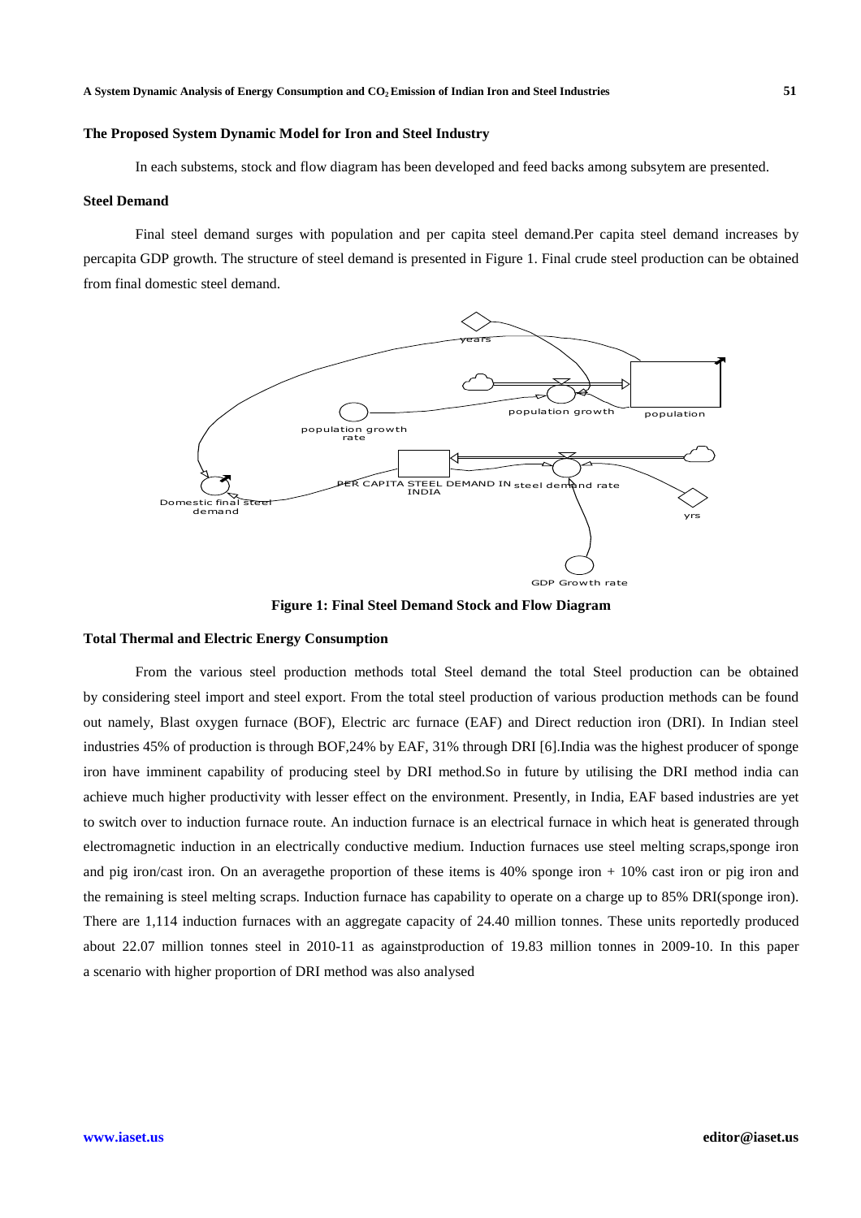### The Proposed System Dynamic Model for Iron and Steel Industry

In each substems, stock and flow diagram has been developed and feed backs among subsytem are presented.

### Steel Demand

Final steel demand surges with population and per capita steel demand.Per capita steel demand increases by percapita GDP growth. The structure of steel demand is presented in Figure 1. Final crude steel production can be obtained from final domestic steel demand.

years

population growth

population

population growth rate

PER CAPITA STEEL DEMAND IN INDIA

steel demand rate

Domestic final steel demand

yrs

GDP Growth rate

**Figure 1: Final Steel Demand Stock and Flow Diagram**

### Total Thermal and Electric Energy Consumption

From the various steel production methods total Steel demand the total Steel production can be obtained by considering steel import and steel export. From the total steel production of various production methods can be found out namely, Blast oxygen furnace (BOF), Electric arc furnace (EAF) and Direct reduction iron (DRI). In Indian steel industries 45% of production is through BOF,24% by EAF, 31% through DRI [6].India was the highest producer of sponge iron have imminent capability of producing steel by DRI method.So in future by utilising the DRI method india can achieve much higher productivity with lesser effect on the environment. Presently, in India, EAF based industries are yet to switch over to induction furnace route. An induction furnace is an electrical furnace in which heat is generated through electromagnetic induction in an electrically conductive medium. Induction furnaces use steel melting scraps,sponge iron and pig iron/cast iron. On an averagethe proportion of these items is 40% sponge iron + 10% cast iron or pig iron and the remaining is steel melting scraps. Induction furnace has capability to operate on a charge up to 85% DRI(sponge iron). There are 1,114 induction furnaces with an aggregate capacity of 24.40 million tonnes. These units reportedly produced about 22.07 million tonnes steel in 2010-11 as againstproduction of 19.83 million tonnes in 2009-10. In this paper a scenario with higher proportion of DRI method was also analysed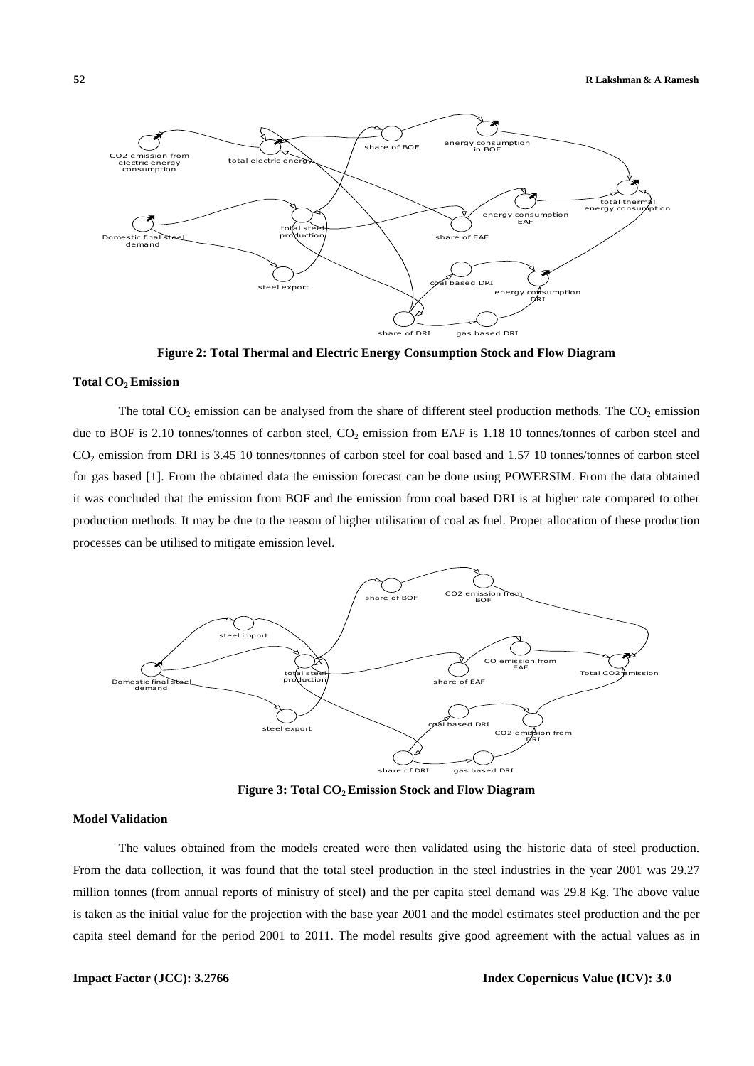share of BOF

energy consumption in BOF

CO2 emission from electric energy consumption

total electric energy

total thermal energy consumption

energy consumption EAF

Domestic final steel demand

total steel production

share of EAF

steel export

coal based DRI

energy consumption DRI

share of DRI

gas based DRI

**Figure 2: Total Thermal and Electric Energy Consumption Stock and Flow Diagram**

### Total $CO_2$ Emission

The total $CO_2$ emission can be analysed from the share of different steel production methods. The $CO_2$ emission due to BOF is 2.10 tonnes/tonnes of carbon steel, $CO_2$ emission from EAF is 1.18 10 tonnes/tonnes of carbon steel and $CO_2$ emission from DRI is 3.45 10 tonnes/tonnes of carbon steel for coal based and 1.57 10 tonnes/tonnes of carbon steel for gas based [1]. From the obtained data the emission forecast can be done using POWERSIM. From the data obtained it was concluded that the emission from BOF and the emission from coal based DRI is at higher rate compared to other production methods. It may be due to the reason of higher utilisation of coal as fuel. Proper allocation of these production processes can be utilised to mitigate emission level.

share of BOF

CO2 emission from BOF

steel import

CO emission from EAF

Domestic final steel demand

total steel production

share of EAF

Total CO2 emission

steel export

coal based DRI

CO2 emission from DRI

share of DRI

gas based DRI

**Figure 3: Total $CO_2$ Emission Stock and Flow Diagram**

### Model Validation

The values obtained from the models created were then validated using the historic data of steel production. From the data collection, it was found that the total steel production in the steel industries in the year 2001 was 29.27 million tonnes (from annual reports of ministry of steel) and the per capita steel demand was 29.8 Kg. The above value is taken as the initial value for the projection with the base year 2001 and the model estimates steel production and the per capita steel demand for the period 2001 to 2011. The model results give good agreement with the actual values as in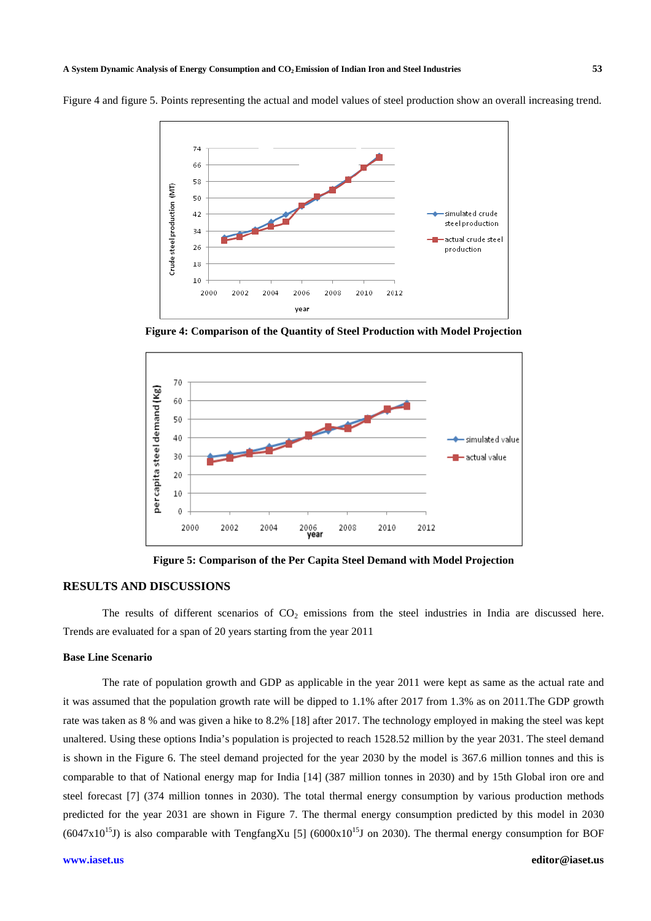Figure 4 and figure 5. Points representing the actual and model values of steel production show an overall increasing trend.

Crude steel production (MT)
74
66
58
50
42
34
26
18
10
2000 2002 2004 2006 2008 2010 2012
year
simulated crude steel production
actual crude steel production

**Figure 4: Comparison of the Quantity of Steel Production with Model Projection**

per capita steel demand (Kg)
70
60
50
40
30
20
10
0
2000 2002 2004 2006 2008 2010 2012
year
simulated value
actual value

**Figure 5: Comparison of the Per Capita Steel Demand with Model Projection**

## RESULTS AND DISCUSSIONS

The results of different scenarios of $CO_2$ emissions from the steel industries in India are discussed here. Trends are evaluated for a span of 20 years starting from the year 2011

### Base Line Scenario

The rate of population growth and GDP as applicable in the year 2011 were kept as same as the actual rate and it was assumed that the population growth rate will be dipped to 1.1% after 2017 from 1.3% as on 2011.The GDP growth rate was taken as 8 % and was given a hike to 8.2% [18] after 2017. The technology employed in making the steel was kept unaltered. Using these options India's population is projected to reach 1528.52 million by the year 2031. The steel demand is shown in the Figure 6. The steel demand projected for the year 2030 by the model is 367.6 million tonnes and this is comparable to that of National energy map for India [14] (387 million tonnes in 2030) and by 15th Global iron ore and steel forecast [7] (374 million tonnes in 2030). The total thermal energy consumption by various production methods predicted for the year 2031 are shown in Figure 7. The thermal energy consumption predicted by this model in 2030 ($6047 \times 10^{15}$J) is also comparable with TengfangXu [5] ($6000 \times 10^{15}$J on 2030). The thermal energy consumption for BOF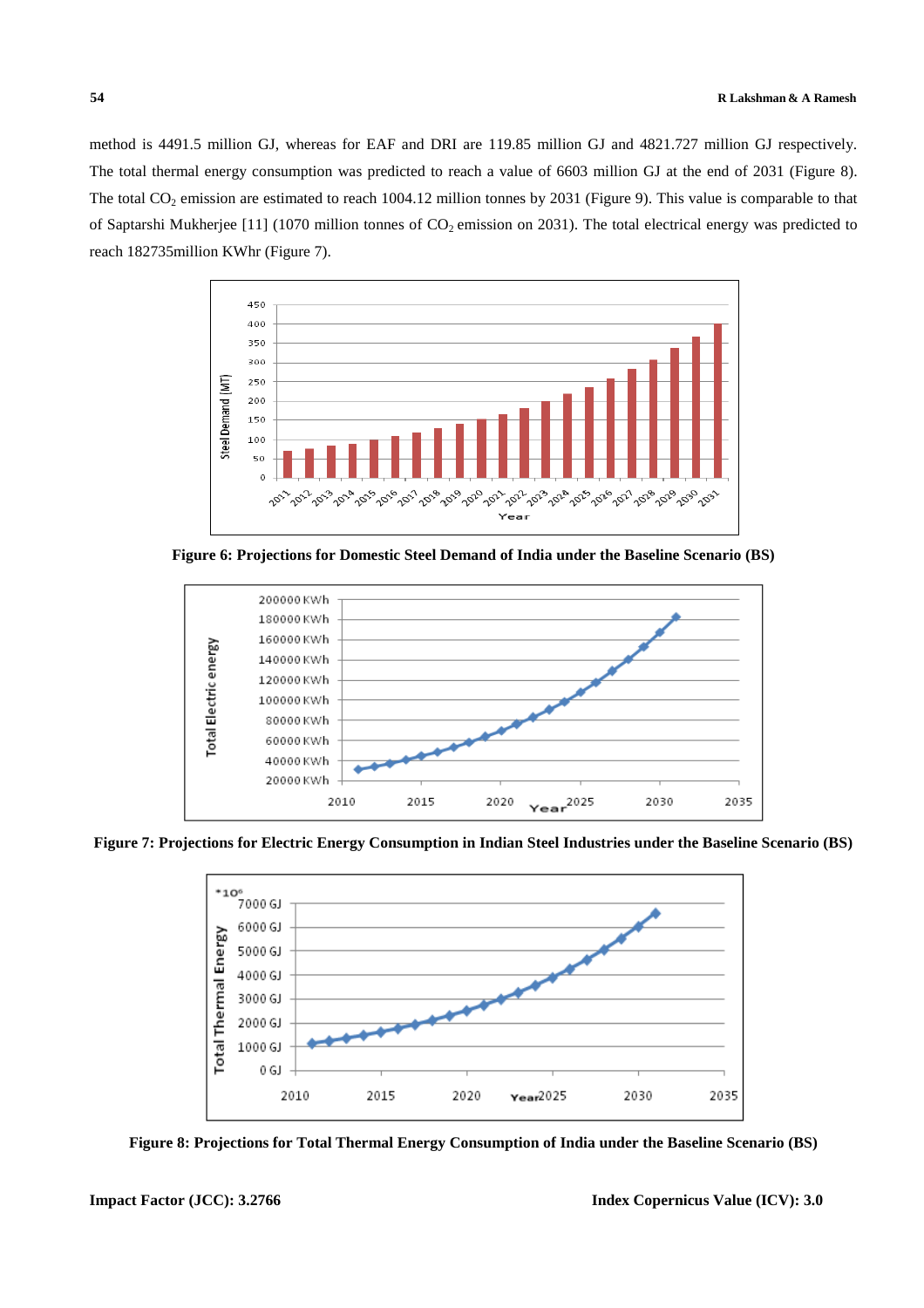method is 4491.5 million GJ, whereas for EAF and DRI are 119.85 million GJ and 4821.727 million GJ respectively. The total thermal energy consumption was predicted to reach a value of 6603 million GJ at the end of 2031 (Figure 8). The total $CO_2$ emission are estimated to reach 1004.12 million tonnes by 2031 (Figure 9). This value is comparable to that of Saptarshi Mukherjee [11] (1070 million tonnes of $CO_2$ emission on 2031). The total electrical energy was predicted to reach 182735million KWhr (Figure 7).

Steel Demand (MT)
450
400
350
300
250
200
150
100
50
0
2011 2012 2013 2014 2015 2016 2017 2018 2019 2020 2021 2022 2023 2024 2025 2026 2027 2028 2029 2030 2031
Year

**Figure 6: Projections for Domestic Steel Demand of India under the Baseline Scenario (BS)**

Total Electric energy
200000 KWh
180000 KWh
160000 KWh
140000 KWh
120000 KWh
100000 KWh
80000 KWh
60000 KWh
40000 KWh
20000 KWh
2010 2015 2020 2025 2030 2035
Year

**Figure 7: Projections for Electric Energy Consumption in Indian Steel Industries under the Baseline Scenario (BS)**

*10⁶
Total Thermal Energy
7000 GJ
6000 GJ
5000 GJ
4000 GJ
3000 GJ
2000 GJ
1000 GJ
0 GJ
2010 2015 2020 2025 2030 2035
Year

**Figure 8: Projections for Total Thermal Energy Consumption of India under the Baseline Scenario (BS)**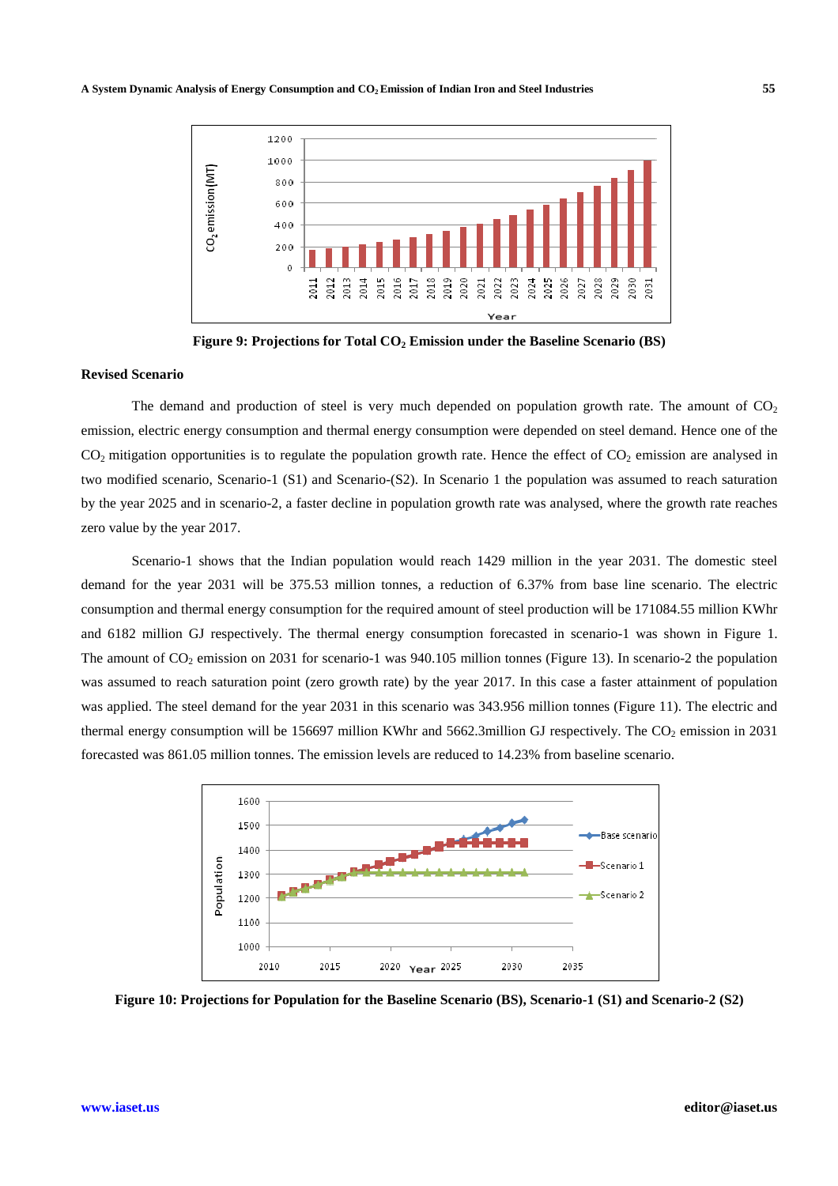1200
1000
800
600
400
200
0

$CO_2$ emission (MT)

2011 2012 2013 2014 2015 2016 2017 2018 2019 2020 2021 2022 2023 2024 2025 2026 2027 2028 2029 2030 2031

Year

**Figure 9: Projections for Total $CO_2$ Emission under the Baseline Scenario (BS)**

**Revised Scenario**

The demand and production of steel is very much depended on population growth rate. The amount of $CO_2$ emission, electric energy consumption and thermal energy consumption were depended on steel demand. Hence one of the $CO_2$ mitigation opportunities is to regulate the population growth rate. Hence the effect of $CO_2$ emission are analysed in two modified scenario, Scenario-1 (S1) and Scenario-(S2). In Scenario 1 the population was assumed to reach saturation by the year 2025 and in scenario-2, a faster decline in population growth rate was analysed, where the growth rate reaches zero value by the year 2017.

Scenario-1 shows that the Indian population would reach 1429 million in the year 2031. The domestic steel demand for the year 2031 will be 375.53 million tonnes, a reduction of 6.37% from base line scenario. The electric consumption and thermal energy consumption for the required amount of steel production will be 171084.55 million KWhr and 6182 million GJ respectively. The thermal energy consumption forecasted in scenario-1 was shown in Figure 1. The amount of $CO_2$ emission on 2031 for scenario-1 was 940.105 million tonnes (Figure 13). In scenario-2 the population was assumed to reach saturation point (zero growth rate) by the year 2017. In this case a faster attainment of population was applied. The steel demand for the year 2031 in this scenario was 343.956 million tonnes (Figure 11). The electric and thermal energy consumption will be 156697 million KWhr and 5662.3million GJ respectively. The $CO_2$ emission in 2031 forecasted was 861.05 million tonnes. The emission levels are reduced to 14.23% from baseline scenario.

1600
1500
1400
1300
1200
1100
1000

Population

2010 2015 2020 Year 2025 2030 2035

Base scenario
Scenario 1
Scenario 2

**Figure 10: Projections for Population for the Baseline Scenario (BS), Scenario-1 (S1) and Scenario-2 (S2)**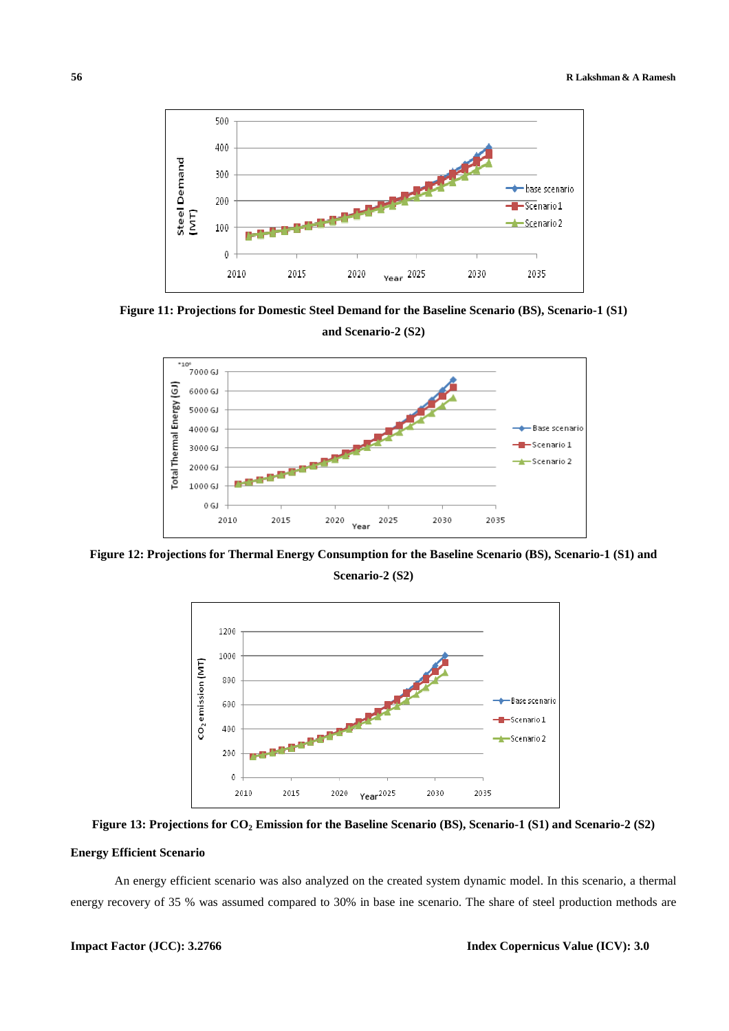Steel Demand (MT)

500
400
300
200
100
0

2010 2015 2020 2025 2030 2035

Year

base scenario
Scenario 1
Scenario 2

**Figure 11: Projections for Domestic Steel Demand for the Baseline Scenario (BS), Scenario-1 (S1) and Scenario-2 (S2)**

*10⁶

Total Thermal Energy (GJ)

7000 GJ
6000 GJ
5000 GJ
4000 GJ
3000 GJ
2000 GJ
1000 GJ
0 GJ

2010 2015 2020 2025 2030 2035

Year

Base scenario
Scenario 1
Scenario 2

**Figure 12: Projections for Thermal Energy Consumption for the Baseline Scenario (BS), Scenario-1 (S1) and Scenario-2 (S2)**

$CO_2$ emission (MT)

1200
1000
800
600
400
200
0

2010 2015 2020 2025 2030 2035

Year

Base scenario
Scenario 1
Scenario 2

**Figure 13: Projections for $CO_2$ Emission for the Baseline Scenario (BS), Scenario-1 (S1) and Scenario-2 (S2)**

**Energy Efficient Scenario**

An energy efficient scenario was also analyzed on the created system dynamic model. In this scenario, a thermal energy recovery of 35 % was assumed compared to 30% in base ine scenario. The share of steel production methods are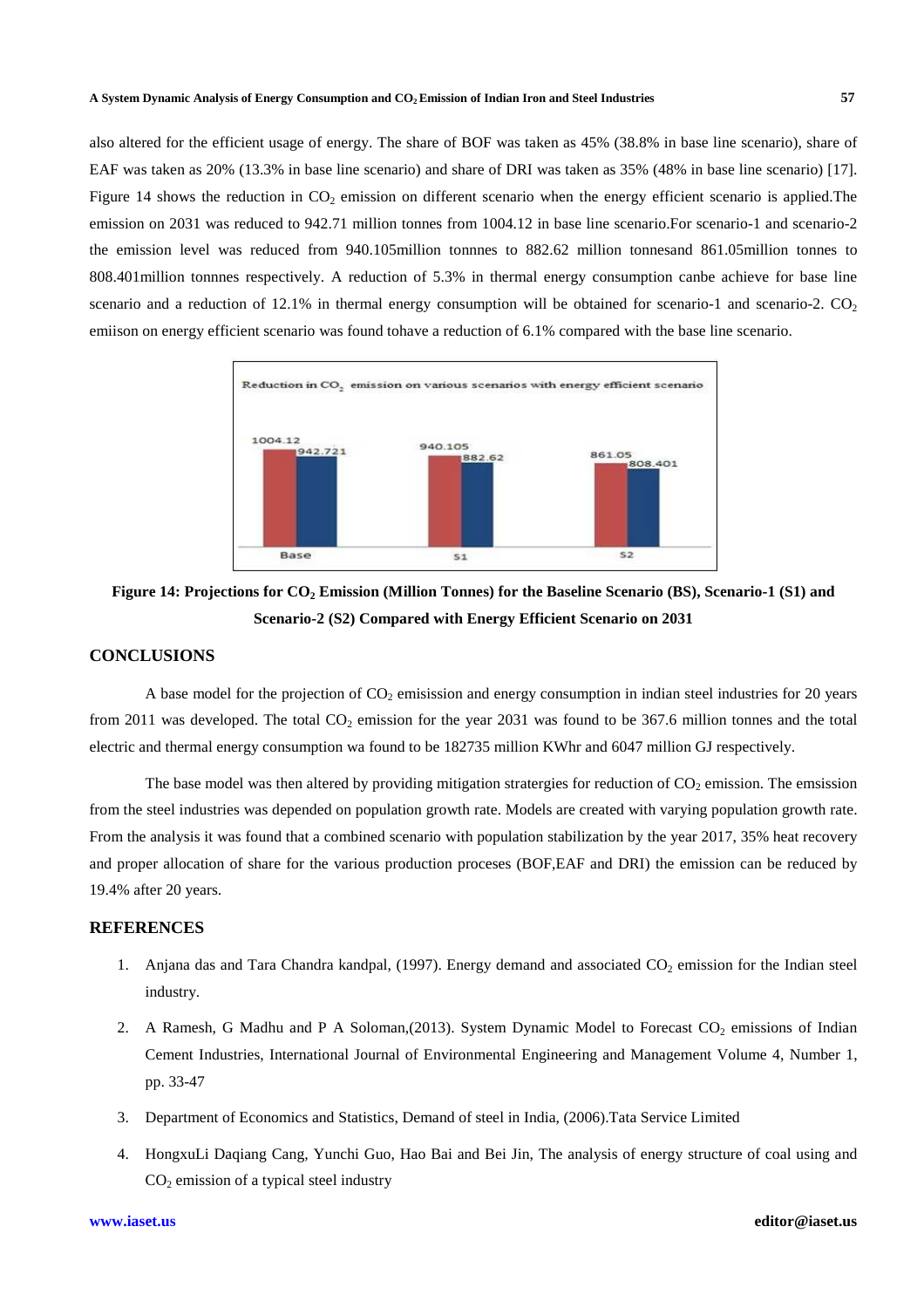also altered for the efficient usage of energy. The share of BOF was taken as 45% (38.8% in base line scenario), share of EAF was taken as 20% (13.3% in base line scenario) and share of DRI was taken as 35% (48% in base line scenario) [17]. Figure 14 shows the reduction in $CO_2$ emission on different scenario when the energy efficient scenario is applied.The emission on 2031 was reduced to 942.71 million tonnes from 1004.12 in base line scenario.For scenario-1 and scenario-2 the emission level was reduced from 940.105million tonnnes to 882.62 million tonnesand 861.05million tonnes to 808.401million tonnnes respectively. A reduction of 5.3% in thermal energy consumption canbe achieve for base line scenario and a reduction of 12.1% in thermal energy consumption will be obtained for scenario-1 and scenario-2. $CO_2$ emiison on energy efficient scenario was found tohave a reduction of 6.1% compared with the base line scenario.

Reduction in $CO_2$ emission on various scenarios with energy efficient scenario

1004.12
942.721
940.105
882.62
861.05
808.401
Base
S1
S2

**Figure 14: Projections for $CO_2$ Emission (Million Tonnes) for the Baseline Scenario (BS), Scenario-1 (S1) and Scenario-2 (S2) Compared with Energy Efficient Scenario on 2031**

## CONCLUSIONS

A base model for the projection of $CO_2$ emisission and energy consumption in indian steel industries for 20 years from 2011 was developed. The total $CO_2$ emission for the year 2031 was found to be 367.6 million tonnes and the total electric and thermal energy consumption wa found to be 182735 million KWhr and 6047 million GJ respectively.

The base model was then altered by providing mitigation stratergies for reduction of $CO_2$ emission. The emsission from the steel industries was depended on population growth rate. Models are created with varying population growth rate. From the analysis it was found that a combined scenario with population stabilization by the year 2017, 35% heat recovery and proper allocation of share for the various production proceses (BOF,EAF and DRI) the emission can be reduced by 19.4% after 20 years.

## REFERENCES

1. Anjana das and Tara Chandra kandpal, (1997). Energy demand and associated $CO_2$ emission for the Indian steel industry.
2. A Ramesh, G Madhu and P A Soloman,(2013). System Dynamic Model to Forecast $CO_2$ emissions of Indian Cement Industries, International Journal of Environmental Engineering and Management Volume 4, Number 1, pp. 33-47
3. Department of Economics and Statistics, Demand of steel in India, (2006).Tata Service Limited
4. HongxuLi Daqiang Cang, Yunchi Guo, Hao Bai and Bei Jin, The analysis of energy structure of coal using and $CO_2$ emission of a typical steel industry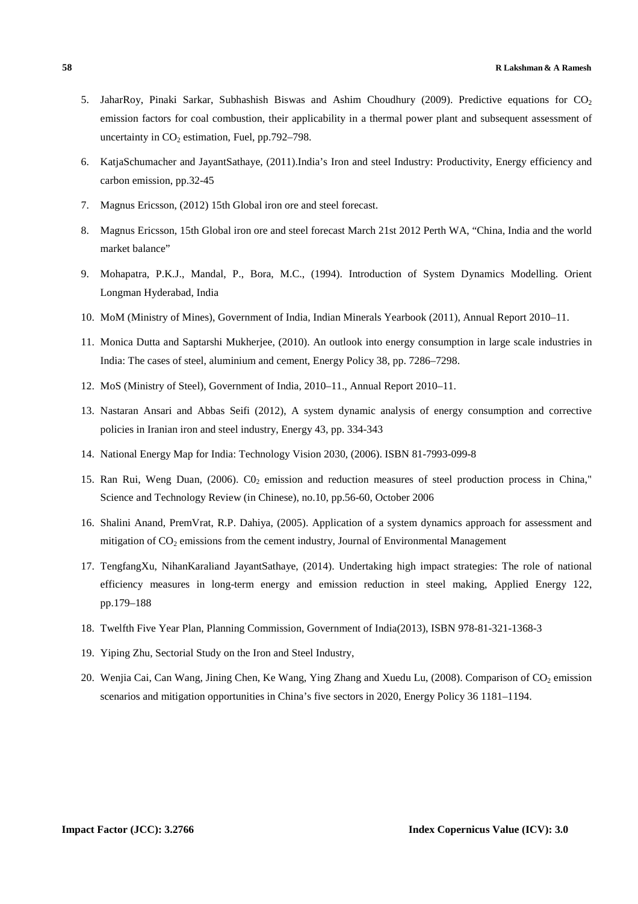5. JaharRoy, Pinaki Sarkar, Subhashish Biswas and Ashim Choudhury (2009). Predictive equations for $CO_2$ emission factors for coal combustion, their applicability in a thermal power plant and subsequent assessment of uncertainty in $CO_2$ estimation, Fuel, pp.792–798.

6. KatjaSchumacher and JayantSathaye, (2011).India's Iron and steel Industry: Productivity, Energy efficiency and carbon emission, pp.32-45

7. Magnus Ericsson, (2012) 15th Global iron ore and steel forecast.

8. Magnus Ericsson, 15th Global iron ore and steel forecast March 21st 2012 Perth WA, "China, India and the world market balance"

9. Mohapatra, P.K.J., Mandal, P., Bora, M.C., (1994). Introduction of System Dynamics Modelling. Orient Longman Hyderabad, India

10. MoM (Ministry of Mines), Government of India, Indian Minerals Yearbook (2011), Annual Report 2010–11.

11. Monica Dutta and Saptarshi Mukherjee, (2010). An outlook into energy consumption in large scale industries in India: The cases of steel, aluminium and cement, Energy Policy 38, pp. 7286–7298.

12. MoS (Ministry of Steel), Government of India, 2010–11., Annual Report 2010–11.

13. Nastaran Ansari and Abbas Seifi (2012), A system dynamic analysis of energy consumption and corrective policies in Iranian iron and steel industry, Energy 43, pp. 334-343

14. National Energy Map for India: Technology Vision 2030, (2006). ISBN 81-7993-099-8

15. Ran Rui, Weng Duan, (2006). $C0_2$ emission and reduction measures of steel production process in China," Science and Technology Review (in Chinese), no.10, pp.56-60, October 2006

16. Shalini Anand, PremVrat, R.P. Dahiya, (2005). Application of a system dynamics approach for assessment and mitigation of $CO_2$ emissions from the cement industry, Journal of Environmental Management

17. TengfangXu, NihanKaraliand JayantSathaye, (2014). Undertaking high impact strategies: The role of national efficiency measures in long-term energy and emission reduction in steel making, Applied Energy 122, pp.179–188

18. Twelfth Five Year Plan, Planning Commission, Government of India(2013), ISBN 978-81-321-1368-3

19. Yiping Zhu, Sectorial Study on the Iron and Steel Industry,

20. Wenjia Cai, Can Wang, Jining Chen, Ke Wang, Ying Zhang and Xuedu Lu, (2008). Comparison of $CO_2$ emission scenarios and mitigation opportunities in China's five sectors in 2020, Energy Policy 36 1181–1194.